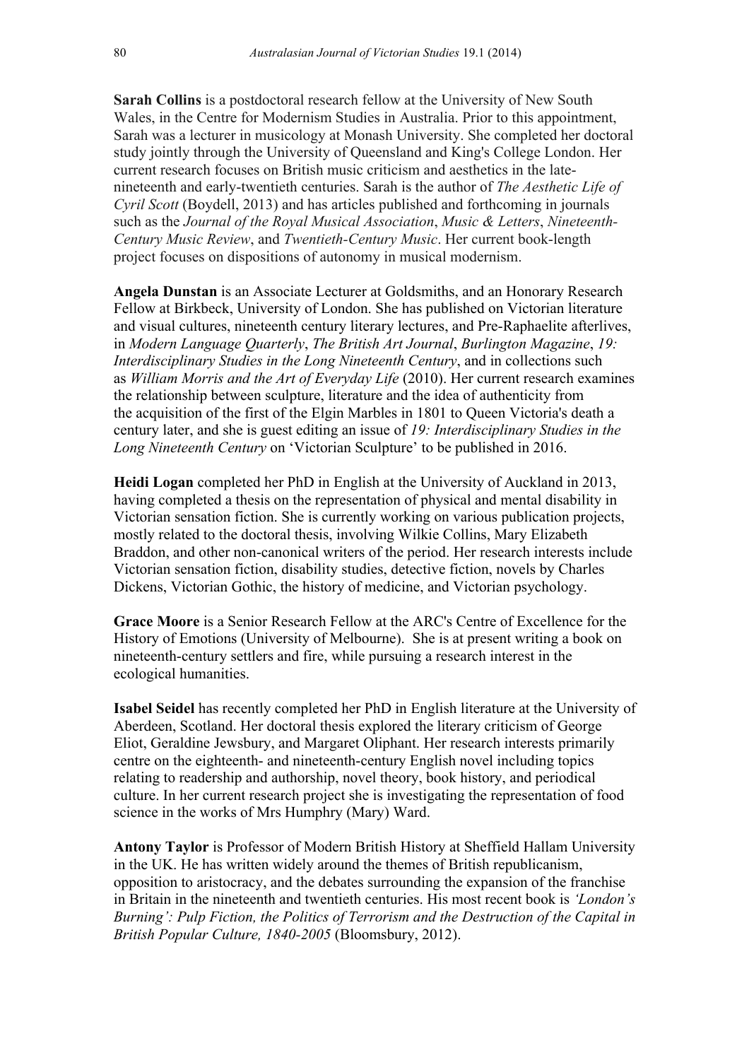**Sarah Collins** is a postdoctoral research fellow at the University of New South Wales, in the Centre for Modernism Studies in Australia. Prior to this appointment, Sarah was a lecturer in musicology at Monash University. She completed her doctoral study jointly through the University of Queensland and King's College London. Her current research focuses on British music criticism and aesthetics in the late-nineteenth and early-twentieth centuries. Sarah is the author of *The Aesthetic Life of Cyril Scott* (Boydell, 2013) and has articles published and forthcoming in journals such as the *Journal of the Royal Musical Association*, *Music & Letters*, *Nineteenth-Century Music Review*, and *Twentieth-Century Music*. Her current book-length project focuses on dispositions of autonomy in musical modernism.

**Angela Dunstan** is an Associate Lecturer at Goldsmiths, and an Honorary Research Fellow at Birkbeck, University of London. She has published on Victorian literature and visual cultures, nineteenth century literary lectures, and Pre-Raphaelite afterlives, in *Modern Language Quarterly*, *The British Art Journal*, *Burlington Magazine*, *19: Interdisciplinary Studies in the Long Nineteenth Century*, and in collections such as *William Morris and the Art of Everyday Life* (2010). Her current research examines the relationship between sculpture, literature and the idea of authenticity from the acquisition of the first of the Elgin Marbles in 1801 to Queen Victoria's death a century later, and she is guest editing an issue of *19: Interdisciplinary Studies in the Long Nineteenth Century* on 'Victorian Sculpture' to be published in 2016.

**Heidi Logan** completed her PhD in English at the University of Auckland in 2013, having completed a thesis on the representation of physical and mental disability in Victorian sensation fiction. She is currently working on various publication projects, mostly related to the doctoral thesis, involving Wilkie Collins, Mary Elizabeth Braddon, and other non-canonical writers of the period. Her research interests include Victorian sensation fiction, disability studies, detective fiction, novels by Charles Dickens, Victorian Gothic, the history of medicine, and Victorian psychology.

**Grace Moore** is a Senior Research Fellow at the ARC's Centre of Excellence for the History of Emotions (University of Melbourne). She is at present writing a book on nineteenth-century settlers and fire, while pursuing a research interest in the ecological humanities.

**Isabel Seidel** has recently completed her PhD in English literature at the University of Aberdeen, Scotland. Her doctoral thesis explored the literary criticism of George Eliot, Geraldine Jewsbury, and Margaret Oliphant. Her research interests primarily centre on the eighteenth- and nineteenth-century English novel including topics relating to readership and authorship, novel theory, book history, and periodical culture. In her current research project she is investigating the representation of food science in the works of Mrs Humphry (Mary) Ward.

**Antony Taylor** is Professor of Modern British History at Sheffield Hallam University in the UK. He has written widely around the themes of British republicanism, opposition to aristocracy, and the debates surrounding the expansion of the franchise in Britain in the nineteenth and twentieth centuries. His most recent book is *'London's Burning': Pulp Fiction, the Politics of Terrorism and the Destruction of the Capital in British Popular Culture, 1840-2005* (Bloomsbury, 2012).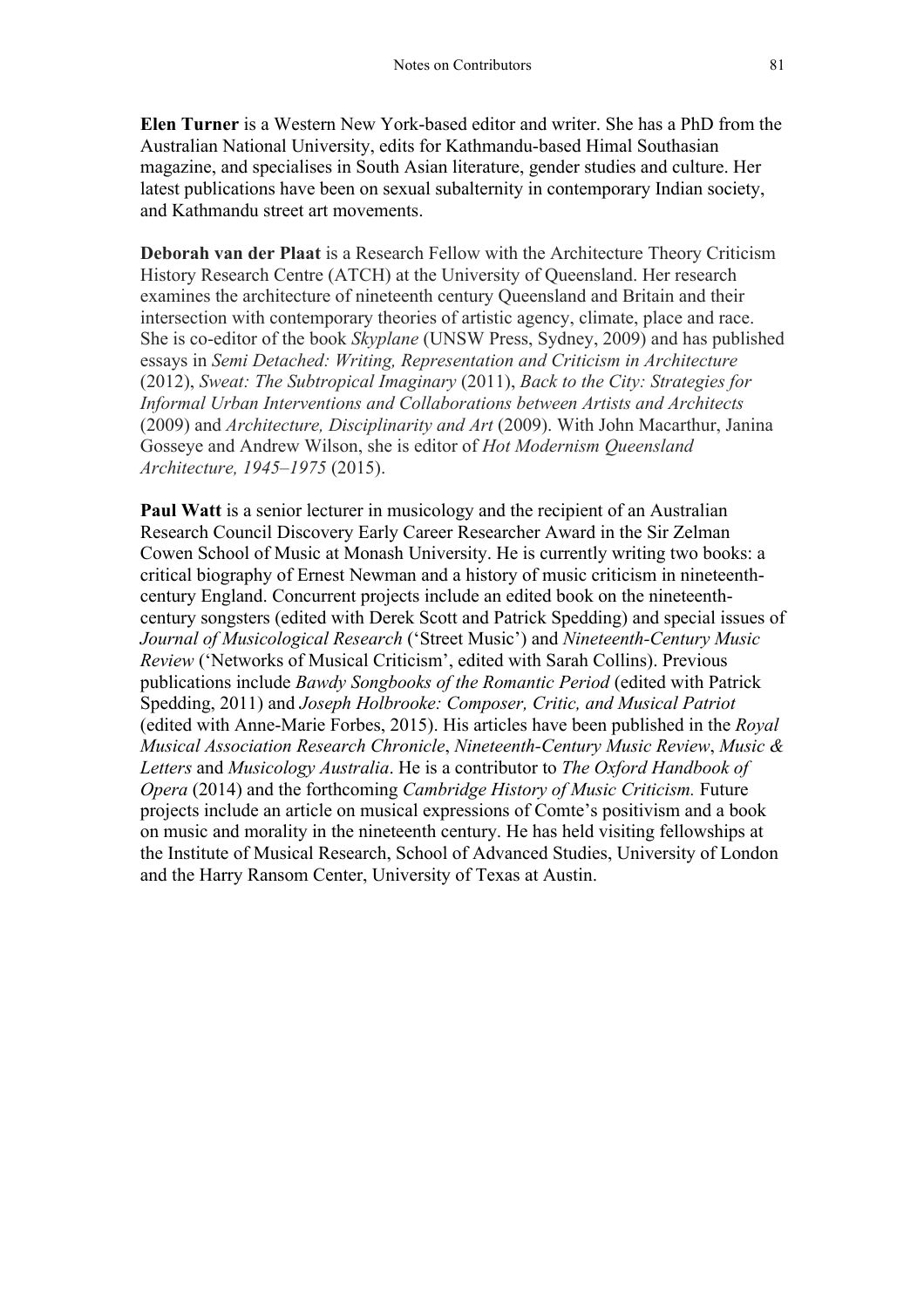**Elen Turner** is a Western New York-based editor and writer. She has a PhD from the Australian National University, edits for Kathmandu-based Himal Southasian magazine, and specialises in South Asian literature, gender studies and culture. Her latest publications have been on sexual subalternity in contemporary Indian society, and Kathmandu street art movements.

**Deborah van der Plaat** is a Research Fellow with the Architecture Theory Criticism History Research Centre (ATCH) at the University of Queensland. Her research examines the architecture of nineteenth century Queensland and Britain and their intersection with contemporary theories of artistic agency, climate, place and race. She is co-editor of the book *Skyplane* (UNSW Press, Sydney, 2009) and has published essays in *Semi Detached: Writing, Representation and Criticism in Architecture* (2012), *Sweat: The Subtropical Imaginary* (2011), *Back to the City: Strategies for Informal Urban Interventions and Collaborations between Artists and Architects* (2009) and *Architecture, Disciplinarity and Art* (2009). With John Macarthur, Janina Gosseye and Andrew Wilson, she is editor of *Hot Modernism Queensland Architecture, 1945–1975* (2015).

**Paul Watt** is a senior lecturer in musicology and the recipient of an Australian Research Council Discovery Early Career Researcher Award in the Sir Zelman Cowen School of Music at Monash University. He is currently writing two books: a critical biography of Ernest Newman and a history of music criticism in nineteenth-century England. Concurrent projects include an edited book on the nineteenth-century songsters (edited with Derek Scott and Patrick Spedding) and special issues of *Journal of Musicological Research* ('Street Music') and *Nineteenth-Century Music Review* ('Networks of Musical Criticism', edited with Sarah Collins). Previous publications include *Bawdy Songbooks of the Romantic Period* (edited with Patrick Spedding, 2011) and *Joseph Holbrooke: Composer, Critic, and Musical Patriot* (edited with Anne-Marie Forbes, 2015). His articles have been published in the *Royal Musical Association Research Chronicle*, *Nineteenth-Century Music Review*, *Music & Letters* and *Musicology Australia*. He is a contributor to *The Oxford Handbook of Opera* (2014) and the forthcoming *Cambridge History of Music Criticism.* Future projects include an article on musical expressions of Comte's positivism and a book on music and morality in the nineteenth century. He has held visiting fellowships at the Institute of Musical Research, School of Advanced Studies, University of London and the Harry Ransom Center, University of Texas at Austin.